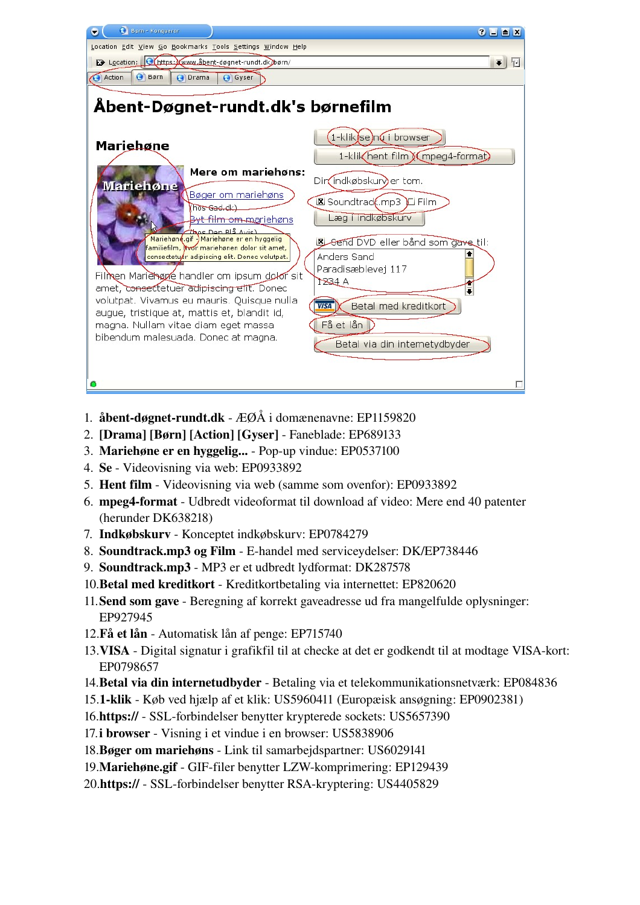# Åbent-Døgnet-rundt.dk's børnefilm

Location Edit View Go Bookmarks Tools Settings Window Help

Location: https://www.åbent-døgnet-rundt.dk/børn/

Action | Børn | Drama | Gyser

## Mariehøne

**Mere om mariehøns:**

Bøger om mariehøns (hos Gad.dk)

Byt film om mariehøns (hos Den Blå Avis)

Mariehøne.gif - Mariehøne er en hyggelig familiefilm, hvor mariehønen dolor sit amet, consectetuer adipiscing elit. Donec volutpat.

Filmen Mariehøne handler om ipsum dolor sit amet, consectetuer adipiscing elit. Donec volutpat. Vivamus eu mauris. Quisque nulla augue, tristique at, mattis et, blandit id, magna. Nullam vitae diam eget massa bibendum malesuada. Donec at magna.

1-klik se nu i browser

1-klik hent film i mpeg4-format

Din indkøbskurv er tom.

Soundtrack.mp3 Film

Læg i indkøbskurv

Send DVD eller bånd som gave til:

Anders Sand
Paradisæblevej 117
1234 A

Betal med kreditkort

Få et lån

Betal via din internetudbyder

1. **åbent-døgnet-rundt.dk** - ÆØÅ i domænenavne: EP1159820
2. **[Drama] [Børn] [Action] [Gyser]** - Faneblade: EP689133
3. **Mariehøne er en hyggelig...** - Pop-up vindue: EP0537100
4. **Se** - Videovisning via web: EP0933892
5. **Hent film** - Videovisning via web (samme som ovenfor): EP0933892
6. **mpeg4-format** - Udbredt videoformat til download af video: Mere end 40 patenter (herunder DK638218)
7. **Indkøbskurv** - Konceptet indkøbskurv: EP0784279
8. **Soundtrack.mp3 og Film** - E-handel med serviceydelser: DK/EP738446
9. **Soundtrack.mp3** - MP3 er et udbredt lydformat: DK287578
10. **Betal med kreditkort** - Kreditkortbetaling via internettet: EP820620
11. **Send som gave** - Beregning af korrekt gaveadresse ud fra mangelfulde oplysninger: EP927945
12. **Få et lån** - Automatisk lån af penge: EP715740
13. **VISA** - Digital signatur i grafikfil til at checke at det er godkendt til at modtage VISA-kort: EP0798657
14. **Betal via din internetudbyder** - Betaling via et telekommunikationsnetværk: EP084836
15. **1-klik** - Køb ved hjælp af et klik: US5960411 (Europæisk ansøgning: EP0902381)
16. **https://** - SSL-forbindelser benytter krypterede sockets: US5657390
17. **i browser** - Visning i et vindue i en browser: US5838906
18. **Bøger om mariehøns** - Link til samarbejdspartner: US6029141
19. **Mariehøne.gif** - GIF-filer benytter LZW-komprimering: EP129439
20. **https://** - SSL-forbindelser benytter RSA-kryptering: US4405829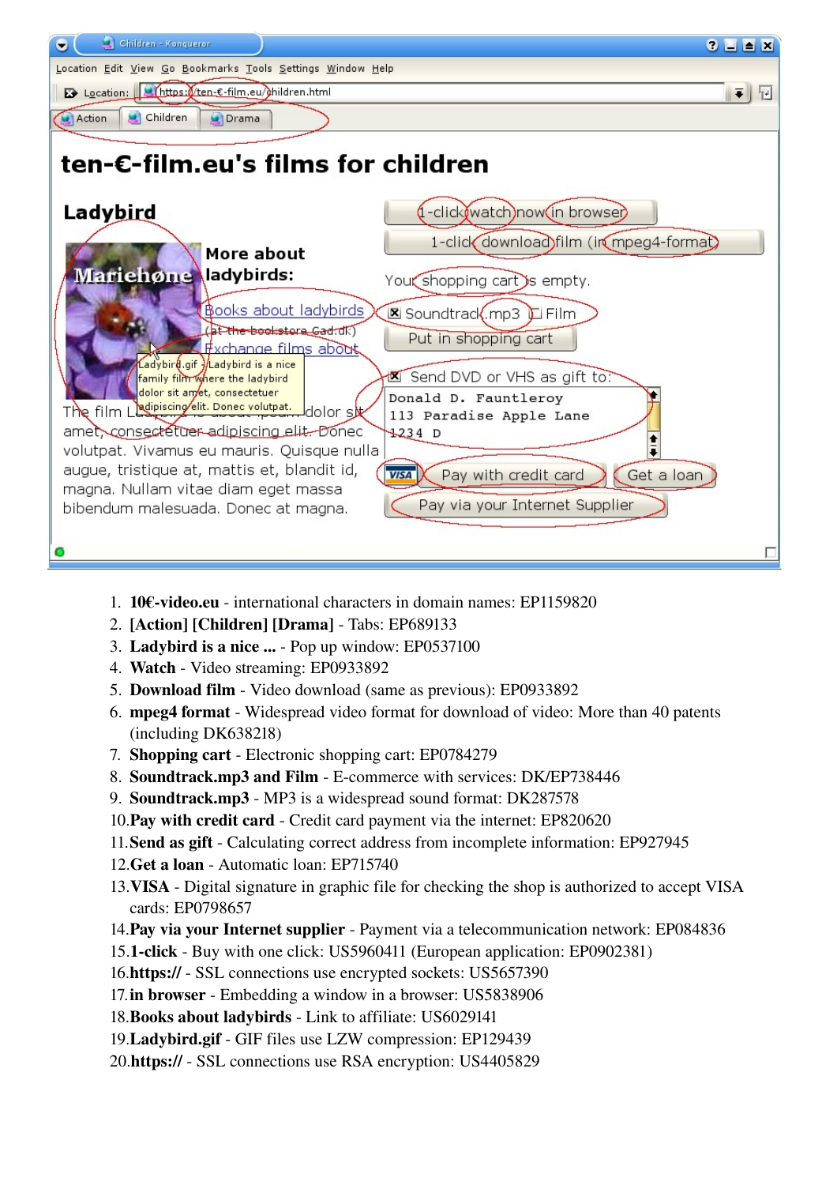1. **10€-video.eu** - international characters in domain names: EP1159820
2. **[Action] [Children] [Drama]** - Tabs: EP689133
3. **Ladybird is a nice ...** - Pop up window: EP0537100
4. **Watch** - Video streaming: EP0933892
5. **Download film** - Video download (same as previous): EP0933892
6. **mpeg4 format** - Widespread video format for download of video: More than 40 patents (including DK638218)
7. **Shopping cart** - Electronic shopping cart: EP0784279
8. **Soundtrack.mp3 and Film** - E-commerce with services: DK/EP738446
9. **Soundtrack.mp3** - MP3 is a widespread sound format: DK287578
10. **Pay with credit card** - Credit card payment via the internet: EP820620
11. **Send as gift** - Calculating correct address from incomplete information: EP927945
12. **Get a loan** - Automatic loan: EP715740
13. **VISA** - Digital signature in graphic file for checking the shop is authorized to accept VISA cards: EP0798657
14. **Pay via your Internet supplier** - Payment via a telecommunication network: EP084836
15. **1-click** - Buy with one click: US5960411 (European application: EP0902381)
16. **https://** - SSL connections use encrypted sockets: US5657390
17. **in browser** - Embedding a window in a browser: US5838906
18. **Books about ladybirds** - Link to affiliate: US6029141
19. **Ladybird.gif** - GIF files use LZW compression: EP129439
20. **https://** - SSL connections use RSA encryption: US4405829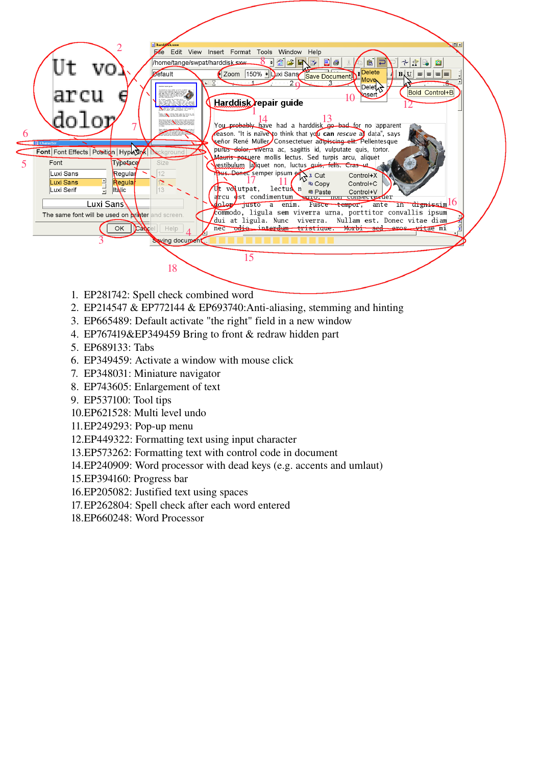1. EP281742: Spell check combined word
2. EP214547 & EP772144 & EP693740:Anti-aliasing, stemming and hinting
3. EP665489: Default activate "the right" field in a new window
4. EP767419&EP349459 Bring to front & redraw hidden part
5. EP689133: Tabs
6. EP349459: Activate a window with mouse click
7. EP348031: Miniature navigator
8. EP743605: Enlargement of text
9. EP537100: Tool tips
10. EP621528: Multi level undo
11. EP249293: Pop-up menu
12. EP449322: Formatting text using input character
13. EP573262: Formatting text with control code in document
14. EP240909: Word processor with dead keys (e.g. accents and umlaut)
15. EP394160: Progress bar
16. EP205082: Justified text using spaces
17. EP262804: Spell check after each word entered
18. EP660248: Word Processor